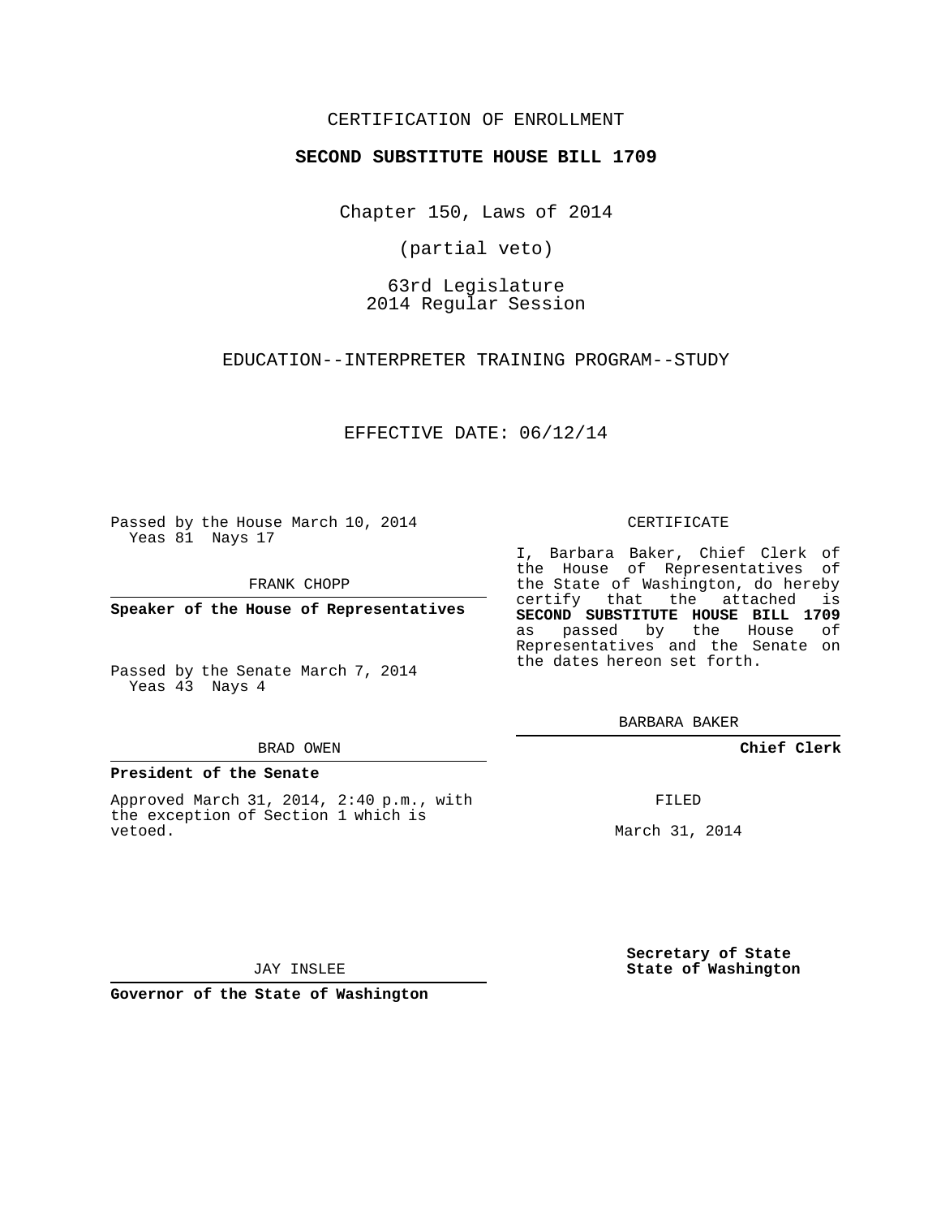CERTIFICATION OF ENROLLMENT

**SECOND SUBSTITUTE HOUSE BILL 1709**

Chapter 150, Laws of 2014

(partial veto)

63rd Legislature
2014 Regular Session

EDUCATION--INTERPRETER TRAINING PROGRAM--STUDY

EFFECTIVE DATE: 06/12/14

Passed by the House March 10, 2014
Yeas 81 Nays 17

FRANK CHOPP

**Speaker of the House of Representatives**

Passed by the Senate March 7, 2014
Yeas 43 Nays 4

BRAD OWEN

**President of the Senate**

Approved March 31, 2014, 2:40 p.m., with the exception of Section 1 which is vetoed.

JAY INSLEE

**Governor of the State of Washington**

CERTIFICATE

I, Barbara Baker, Chief Clerk of the House of Representatives of the State of Washington, do hereby certify that the attached is **SECOND SUBSTITUTE HOUSE BILL 1709** as passed by the House of Representatives and the Senate on the dates hereon set forth.

BARBARA BAKER

**Chief Clerk**

FILED

March 31, 2014

**Secretary of State**
**State of Washington**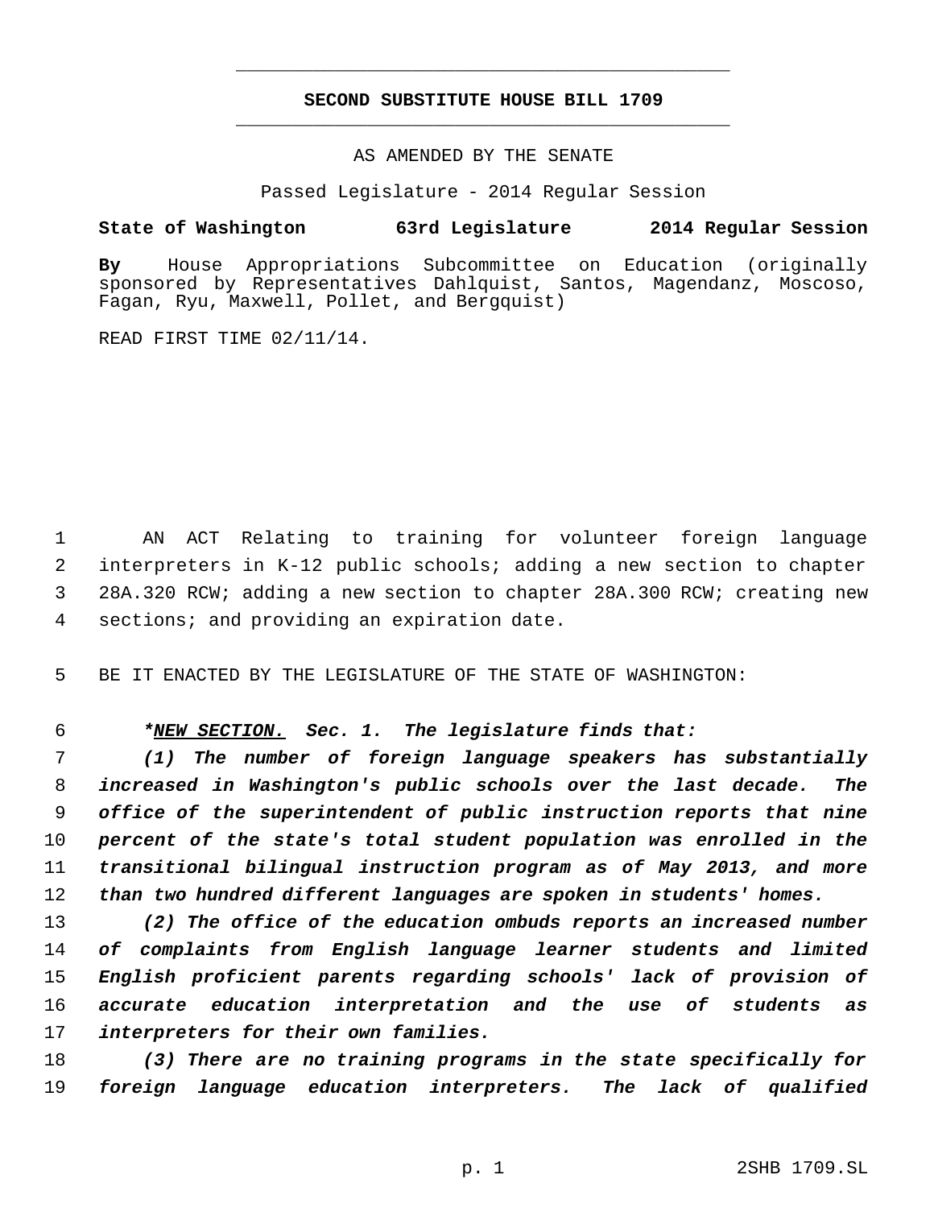# SECOND SUBSTITUTE HOUSE BILL 1709

AS AMENDED BY THE SENATE

Passed Legislature - 2014 Regular Session

**State of Washington 63rd Legislature 2014 Regular Session**

**By** House Appropriations Subcommittee on Education (originally sponsored by Representatives Dahlquist, Santos, Magendanz, Moscoso, Fagan, Ryu, Maxwell, Pollet, and Bergquist)

READ FIRST TIME 02/11/14.

AN ACT Relating to training for volunteer foreign language interpreters in K-12 public schools; adding a new section to chapter 28A.320 RCW; adding a new section to chapter 28A.300 RCW; creating new sections; and providing an expiration date.

BE IT ENACTED BY THE LEGISLATURE OF THE STATE OF WASHINGTON:

***NEW SECTION.** **Sec. 1.** The legislature finds that:*

*(1) The number of foreign language speakers has substantially increased in Washington's public schools over the last decade. The office of the superintendent of public instruction reports that nine percent of the state's total student population was enrolled in the transitional bilingual instruction program as of May 2013, and more than two hundred different languages are spoken in students' homes.*

*(2) The office of the education ombuds reports an increased number of complaints from English language learner students and limited English proficient parents regarding schools' lack of provision of accurate education interpretation and the use of students as interpreters for their own families.*

*(3) There are no training programs in the state specifically for foreign language education interpreters. The lack of qualified*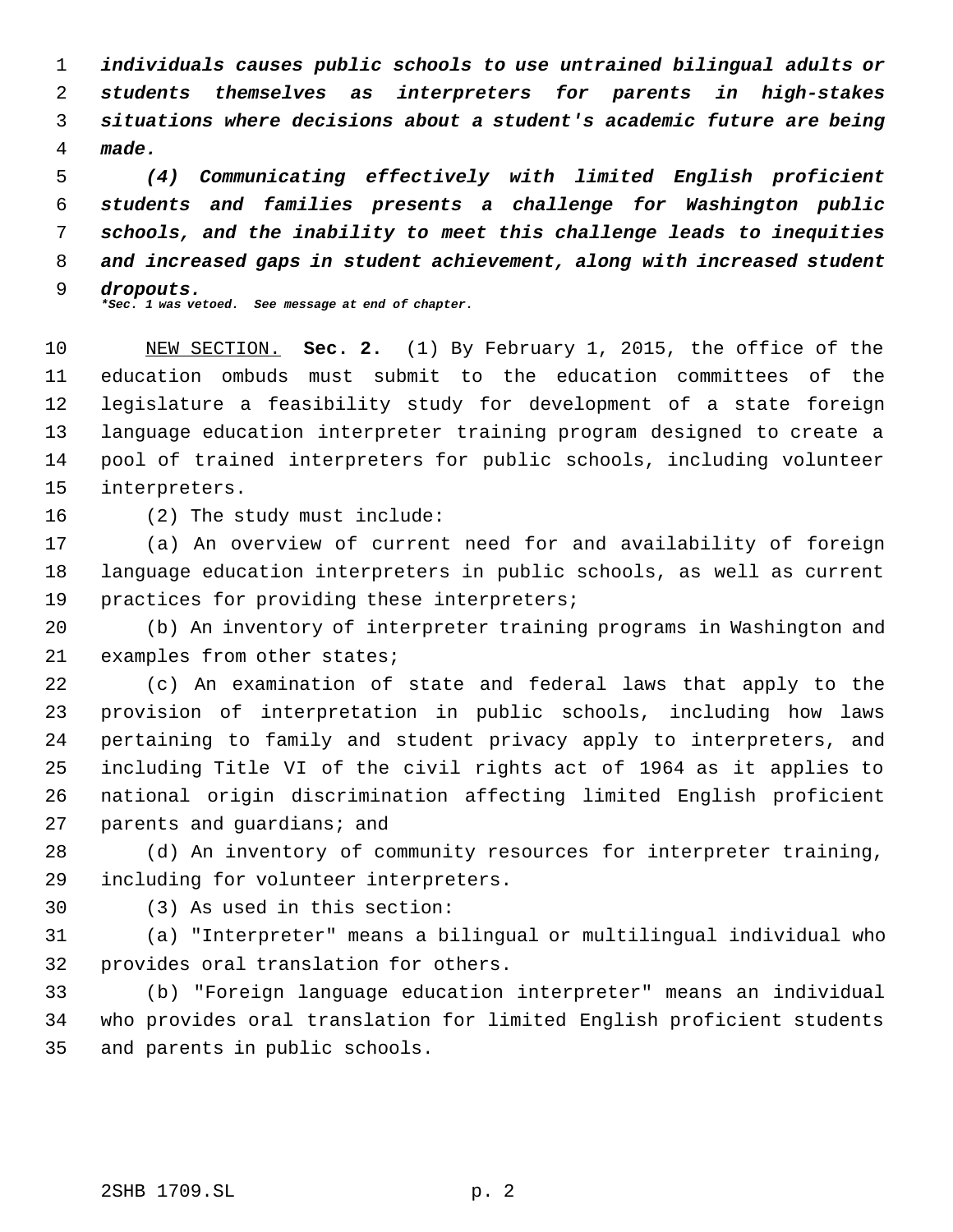*individuals causes public schools to use untrained bilingual adults or students themselves as interpreters for parents in high-stakes situations where decisions about a student's academic future are being made.*

*(4) Communicating effectively with limited English proficient students and families presents a challenge for Washington public schools, and the inability to meet this challenge leads to inequities and increased gaps in student achievement, along with increased student dropouts.*
****Sec. 1 was vetoed. See message at end of chapter.***

NEW SECTION. **Sec. 2.** (1) By February 1, 2015, the office of the education ombuds must submit to the education committees of the legislature a feasibility study for development of a state foreign language education interpreter training program designed to create a pool of trained interpreters for public schools, including volunteer interpreters.

(2) The study must include:

(a) An overview of current need for and availability of foreign language education interpreters in public schools, as well as current practices for providing these interpreters;

(b) An inventory of interpreter training programs in Washington and examples from other states;

(c) An examination of state and federal laws that apply to the provision of interpretation in public schools, including how laws pertaining to family and student privacy apply to interpreters, and including Title VI of the civil rights act of 1964 as it applies to national origin discrimination affecting limited English proficient parents and guardians; and

(d) An inventory of community resources for interpreter training, including for volunteer interpreters.

(3) As used in this section:

(a) "Interpreter" means a bilingual or multilingual individual who provides oral translation for others.

(b) "Foreign language education interpreter" means an individual who provides oral translation for limited English proficient students and parents in public schools.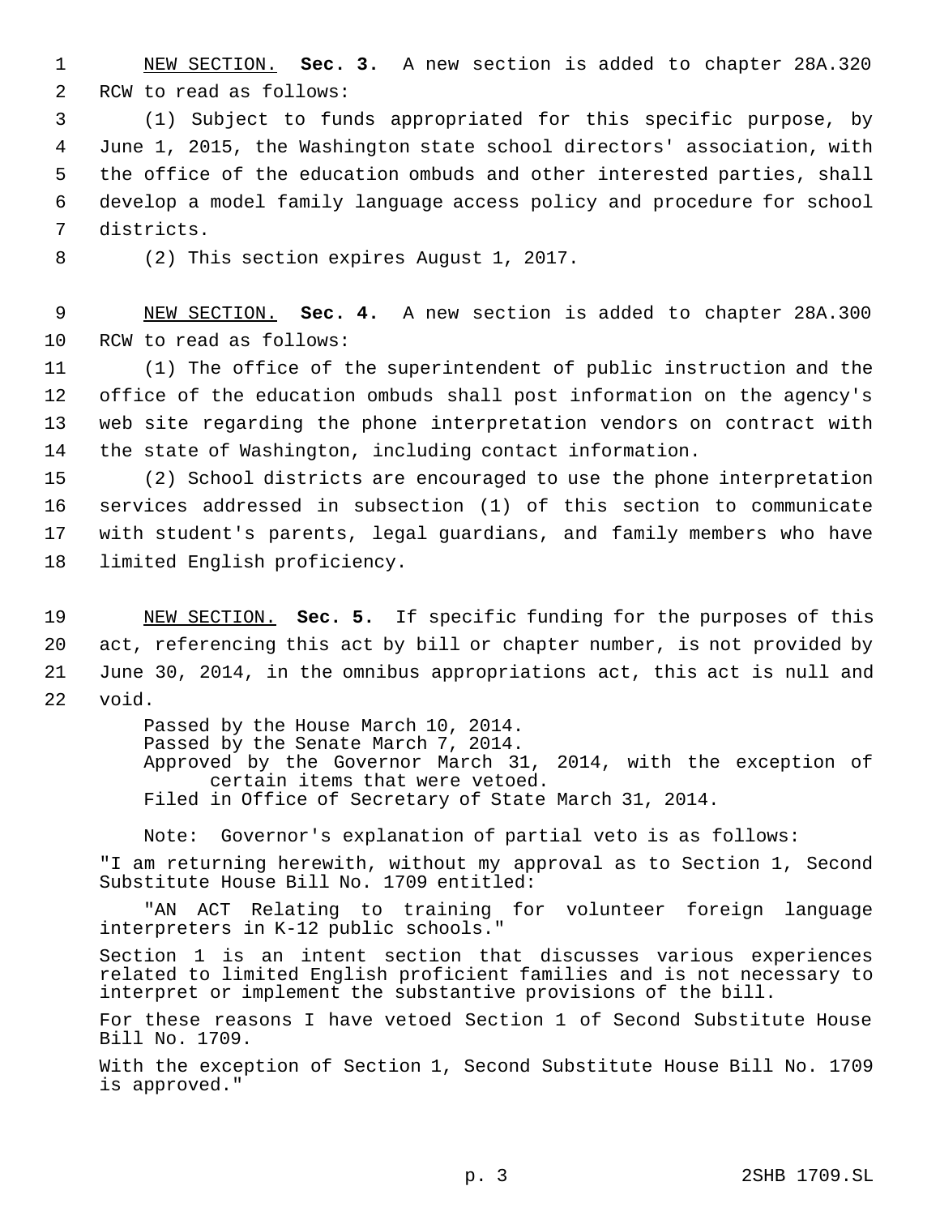NEW SECTION. **Sec. 3.** A new section is added to chapter 28A.320 RCW to read as follows:

(1) Subject to funds appropriated for this specific purpose, by June 1, 2015, the Washington state school directors' association, with the office of the education ombuds and other interested parties, shall develop a model family language access policy and procedure for school districts.

(2) This section expires August 1, 2017.

NEW SECTION. **Sec. 4.** A new section is added to chapter 28A.300 RCW to read as follows:

(1) The office of the superintendent of public instruction and the office of the education ombuds shall post information on the agency's web site regarding the phone interpretation vendors on contract with the state of Washington, including contact information.

(2) School districts are encouraged to use the phone interpretation services addressed in subsection (1) of this section to communicate with student's parents, legal guardians, and family members who have limited English proficiency.

NEW SECTION. **Sec. 5.** If specific funding for the purposes of this act, referencing this act by bill or chapter number, is not provided by June 30, 2014, in the omnibus appropriations act, this act is null and void.

Passed by the House March 10, 2014.
Passed by the Senate March 7, 2014.
Approved by the Governor March 31, 2014, with the exception of certain items that were vetoed.
Filed in Office of Secretary of State March 31, 2014.

Note: Governor's explanation of partial veto is as follows:

"I am returning herewith, without my approval as to Section 1, Second Substitute House Bill No. 1709 entitled:

"AN ACT Relating to training for volunteer foreign language interpreters in K-12 public schools."

Section 1 is an intent section that discusses various experiences related to limited English proficient families and is not necessary to interpret or implement the substantive provisions of the bill.

For these reasons I have vetoed Section 1 of Second Substitute House Bill No. 1709.

With the exception of Section 1, Second Substitute House Bill No. 1709 is approved."